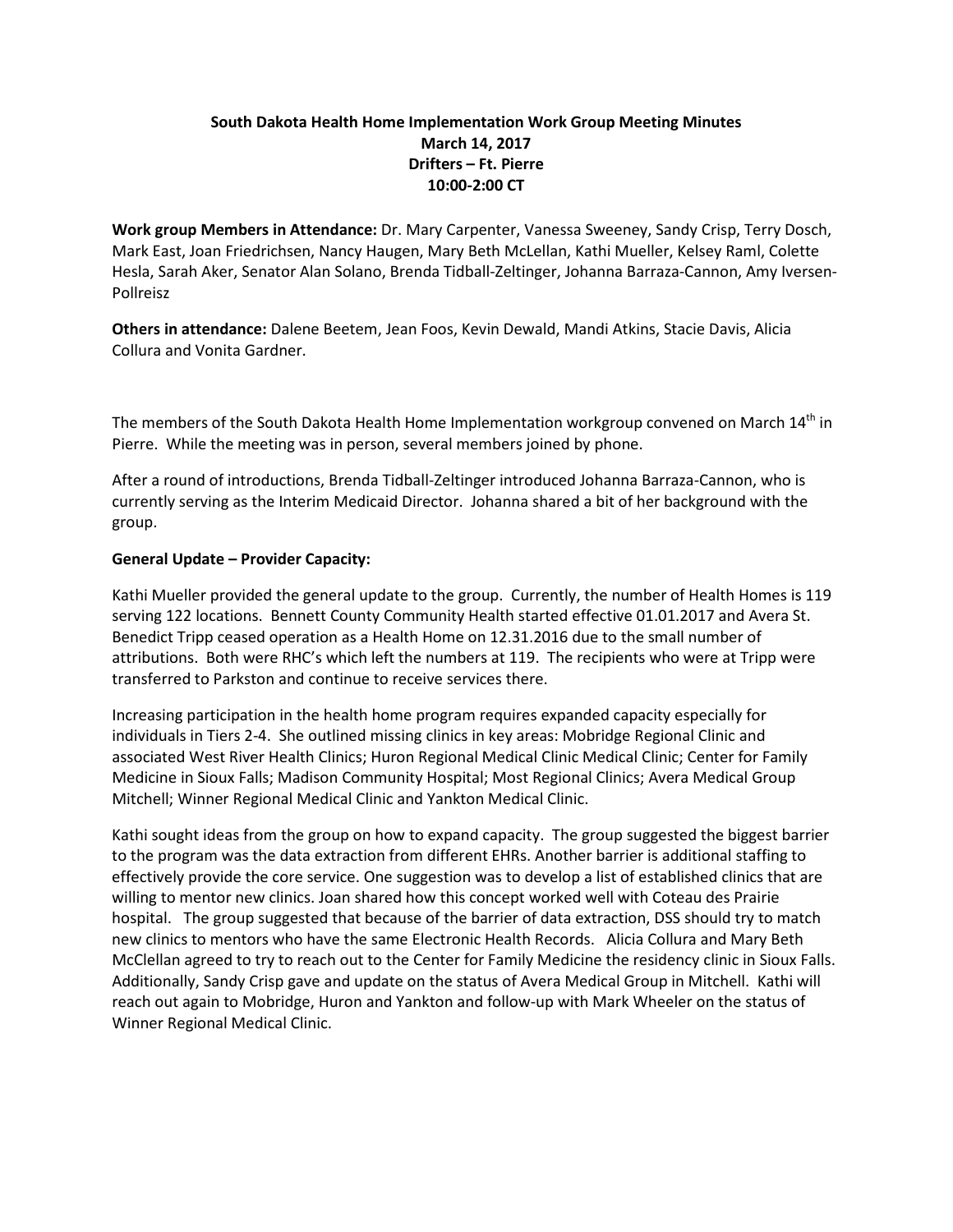# South Dakota Health Home Implementation Work Group Meeting Minutes

**March 14, 2017**
**Drifters – Ft. Pierre**
**10:00-2:00 CT**

**Work group Members in Attendance:** Dr. Mary Carpenter, Vanessa Sweeney, Sandy Crisp, Terry Dosch, Mark East, Joan Friedrichsen, Nancy Haugen, Mary Beth McLellan, Kathi Mueller, Kelsey Raml, Colette Hesla, Sarah Aker, Senator Alan Solano, Brenda Tidball-Zeltinger, Johanna Barraza-Cannon, Amy Iversen-Pollreisz

**Others in attendance:** Dalene Beetem, Jean Foos, Kevin Dewald, Mandi Atkins, Stacie Davis, Alicia Collura and Vonita Gardner.

The members of the South Dakota Health Home Implementation workgroup convened on March 14th in Pierre. While the meeting was in person, several members joined by phone.

After a round of introductions, Brenda Tidball-Zeltinger introduced Johanna Barraza-Cannon, who is currently serving as the Interim Medicaid Director. Johanna shared a bit of her background with the group.

**General Update – Provider Capacity:**

Kathi Mueller provided the general update to the group. Currently, the number of Health Homes is 119 serving 122 locations. Bennett County Community Health started effective 01.01.2017 and Avera St. Benedict Tripp ceased operation as a Health Home on 12.31.2016 due to the small number of attributions. Both were RHC's which left the numbers at 119. The recipients who were at Tripp were transferred to Parkston and continue to receive services there.

Increasing participation in the health home program requires expanded capacity especially for individuals in Tiers 2-4. She outlined missing clinics in key areas: Mobridge Regional Clinic and associated West River Health Clinics; Huron Regional Medical Clinic Medical Clinic; Center for Family Medicine in Sioux Falls; Madison Community Hospital; Most Regional Clinics; Avera Medical Group Mitchell; Winner Regional Medical Clinic and Yankton Medical Clinic.

Kathi sought ideas from the group on how to expand capacity. The group suggested the biggest barrier to the program was the data extraction from different EHRs. Another barrier is additional staffing to effectively provide the core service. One suggestion was to develop a list of established clinics that are willing to mentor new clinics. Joan shared how this concept worked well with Coteau des Prairie hospital. The group suggested that because of the barrier of data extraction, DSS should try to match new clinics to mentors who have the same Electronic Health Records. Alicia Collura and Mary Beth McClellan agreed to try to reach out to the Center for Family Medicine the residency clinic in Sioux Falls. Additionally, Sandy Crisp gave and update on the status of Avera Medical Group in Mitchell. Kathi will reach out again to Mobridge, Huron and Yankton and follow-up with Mark Wheeler on the status of Winner Regional Medical Clinic.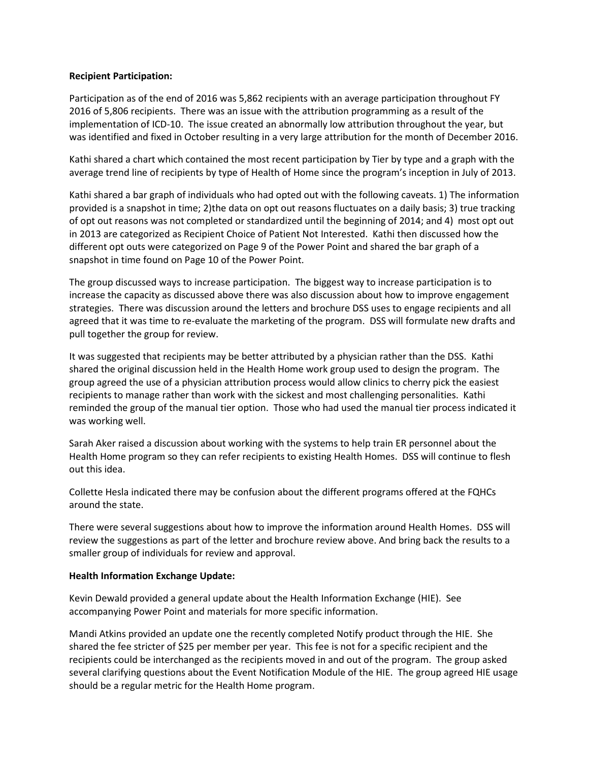**Recipient Participation:**

Participation as of the end of 2016 was 5,862 recipients with an average participation throughout FY 2016 of 5,806 recipients. There was an issue with the attribution programming as a result of the implementation of ICD-10. The issue created an abnormally low attribution throughout the year, but was identified and fixed in October resulting in a very large attribution for the month of December 2016.

Kathi shared a chart which contained the most recent participation by Tier by type and a graph with the average trend line of recipients by type of Health of Home since the program's inception in July of 2013.

Kathi shared a bar graph of individuals who had opted out with the following caveats. 1) The information provided is a snapshot in time; 2)the data on opt out reasons fluctuates on a daily basis; 3) true tracking of opt out reasons was not completed or standardized until the beginning of 2014; and 4) most opt out in 2013 are categorized as Recipient Choice of Patient Not Interested. Kathi then discussed how the different opt outs were categorized on Page 9 of the Power Point and shared the bar graph of a snapshot in time found on Page 10 of the Power Point.

The group discussed ways to increase participation. The biggest way to increase participation is to increase the capacity as discussed above there was also discussion about how to improve engagement strategies. There was discussion around the letters and brochure DSS uses to engage recipients and all agreed that it was time to re-evaluate the marketing of the program. DSS will formulate new drafts and pull together the group for review.

It was suggested that recipients may be better attributed by a physician rather than the DSS. Kathi shared the original discussion held in the Health Home work group used to design the program. The group agreed the use of a physician attribution process would allow clinics to cherry pick the easiest recipients to manage rather than work with the sickest and most challenging personalities. Kathi reminded the group of the manual tier option. Those who had used the manual tier process indicated it was working well.

Sarah Aker raised a discussion about working with the systems to help train ER personnel about the Health Home program so they can refer recipients to existing Health Homes. DSS will continue to flesh out this idea.

Collette Hesla indicated there may be confusion about the different programs offered at the FQHCs around the state.

There were several suggestions about how to improve the information around Health Homes. DSS will review the suggestions as part of the letter and brochure review above. And bring back the results to a smaller group of individuals for review and approval.

**Health Information Exchange Update:**

Kevin Dewald provided a general update about the Health Information Exchange (HIE). See accompanying Power Point and materials for more specific information.

Mandi Atkins provided an update one the recently completed Notify product through the HIE. She shared the fee stricter of $25 per member per year. This fee is not for a specific recipient and the recipients could be interchanged as the recipients moved in and out of the program. The group asked several clarifying questions about the Event Notification Module of the HIE. The group agreed HIE usage should be a regular metric for the Health Home program.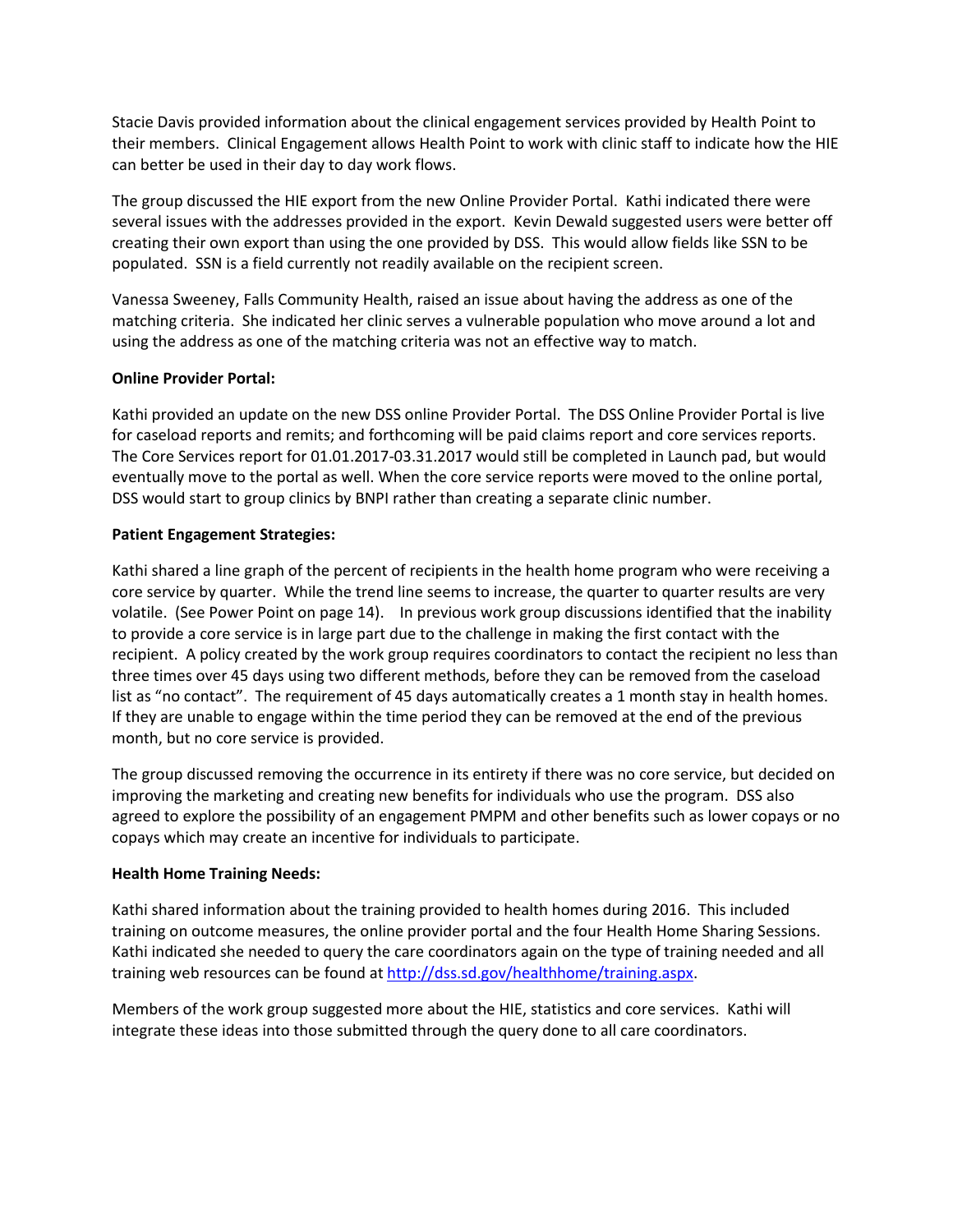Stacie Davis provided information about the clinical engagement services provided by Health Point to their members. Clinical Engagement allows Health Point to work with clinic staff to indicate how the HIE can better be used in their day to day work flows.

The group discussed the HIE export from the new Online Provider Portal. Kathi indicated there were several issues with the addresses provided in the export. Kevin Dewald suggested users were better off creating their own export than using the one provided by DSS. This would allow fields like SSN to be populated. SSN is a field currently not readily available on the recipient screen.

Vanessa Sweeney, Falls Community Health, raised an issue about having the address as one of the matching criteria. She indicated her clinic serves a vulnerable population who move around a lot and using the address as one of the matching criteria was not an effective way to match.

**Online Provider Portal:**

Kathi provided an update on the new DSS online Provider Portal. The DSS Online Provider Portal is live for caseload reports and remits; and forthcoming will be paid claims report and core services reports. The Core Services report for 01.01.2017-03.31.2017 would still be completed in Launch pad, but would eventually move to the portal as well. When the core service reports were moved to the online portal, DSS would start to group clinics by BNPI rather than creating a separate clinic number.

**Patient Engagement Strategies:**

Kathi shared a line graph of the percent of recipients in the health home program who were receiving a core service by quarter. While the trend line seems to increase, the quarter to quarter results are very volatile. (See Power Point on page 14). In previous work group discussions identified that the inability to provide a core service is in large part due to the challenge in making the first contact with the recipient. A policy created by the work group requires coordinators to contact the recipient no less than three times over 45 days using two different methods, before they can be removed from the caseload list as "no contact". The requirement of 45 days automatically creates a 1 month stay in health homes. If they are unable to engage within the time period they can be removed at the end of the previous month, but no core service is provided.

The group discussed removing the occurrence in its entirety if there was no core service, but decided on improving the marketing and creating new benefits for individuals who use the program. DSS also agreed to explore the possibility of an engagement PMPM and other benefits such as lower copays or no copays which may create an incentive for individuals to participate.

**Health Home Training Needs:**

Kathi shared information about the training provided to health homes during 2016. This included training on outcome measures, the online provider portal and the four Health Home Sharing Sessions. Kathi indicated she needed to query the care coordinators again on the type of training needed and all training web resources can be found at http://dss.sd.gov/healthhome/training.aspx.

Members of the work group suggested more about the HIE, statistics and core services. Kathi will integrate these ideas into those submitted through the query done to all care coordinators.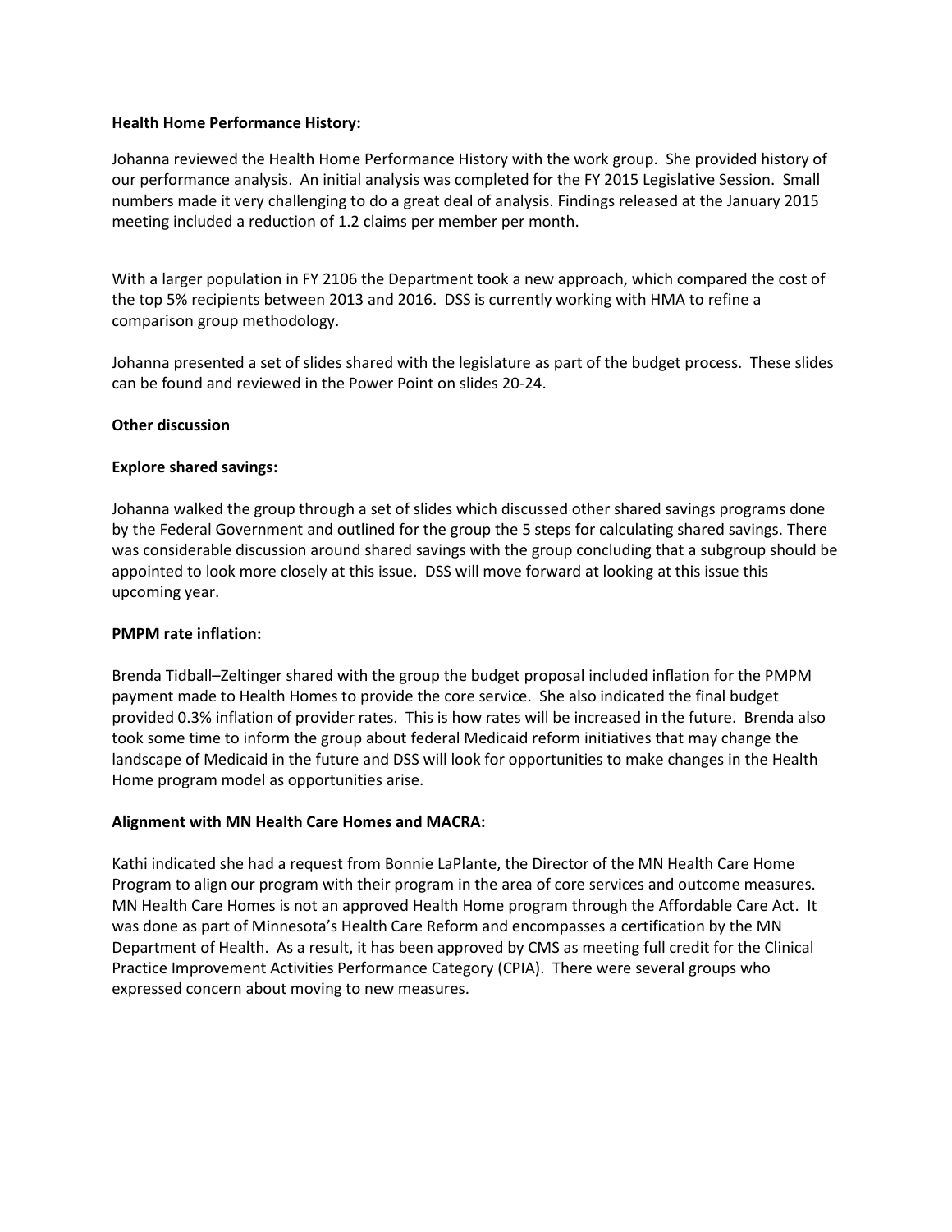**Health Home Performance History:**

Johanna reviewed the Health Home Performance History with the work group. She provided history of our performance analysis. An initial analysis was completed for the FY 2015 Legislative Session. Small numbers made it very challenging to do a great deal of analysis. Findings released at the January 2015 meeting included a reduction of 1.2 claims per member per month.

With a larger population in FY 2106 the Department took a new approach, which compared the cost of the top 5% recipients between 2013 and 2016. DSS is currently working with HMA to refine a comparison group methodology.

Johanna presented a set of slides shared with the legislature as part of the budget process. These slides can be found and reviewed in the Power Point on slides 20-24.

**Other discussion**

**Explore shared savings:**

Johanna walked the group through a set of slides which discussed other shared savings programs done by the Federal Government and outlined for the group the 5 steps for calculating shared savings. There was considerable discussion around shared savings with the group concluding that a subgroup should be appointed to look more closely at this issue. DSS will move forward at looking at this issue this upcoming year.

**PMPM rate inflation:**

Brenda Tidball–Zeltinger shared with the group the budget proposal included inflation for the PMPM payment made to Health Homes to provide the core service. She also indicated the final budget provided 0.3% inflation of provider rates. This is how rates will be increased in the future. Brenda also took some time to inform the group about federal Medicaid reform initiatives that may change the landscape of Medicaid in the future and DSS will look for opportunities to make changes in the Health Home program model as opportunities arise.

**Alignment with MN Health Care Homes and MACRA:**

Kathi indicated she had a request from Bonnie LaPlante, the Director of the MN Health Care Home Program to align our program with their program in the area of core services and outcome measures. MN Health Care Homes is not an approved Health Home program through the Affordable Care Act. It was done as part of Minnesota's Health Care Reform and encompasses a certification by the MN Department of Health. As a result, it has been approved by CMS as meeting full credit for the Clinical Practice Improvement Activities Performance Category (CPIA). There were several groups who expressed concern about moving to new measures.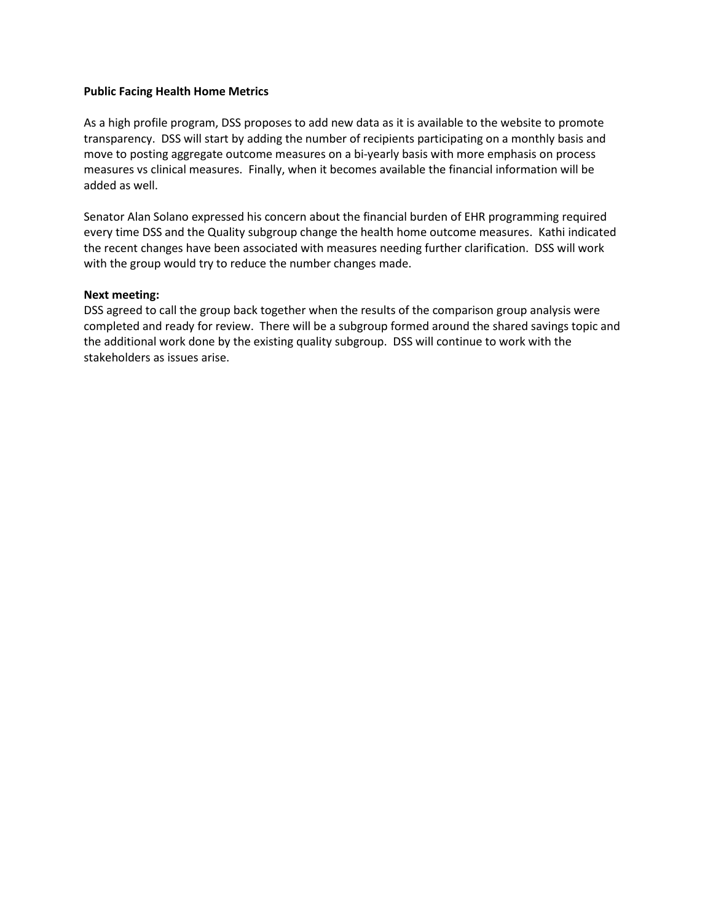**Public Facing Health Home Metrics**

As a high profile program, DSS proposes to add new data as it is available to the website to promote transparency. DSS will start by adding the number of recipients participating on a monthly basis and move to posting aggregate outcome measures on a bi-yearly basis with more emphasis on process measures vs clinical measures. Finally, when it becomes available the financial information will be added as well.

Senator Alan Solano expressed his concern about the financial burden of EHR programming required every time DSS and the Quality subgroup change the health home outcome measures. Kathi indicated the recent changes have been associated with measures needing further clarification. DSS will work with the group would try to reduce the number changes made.

**Next meeting:**
DSS agreed to call the group back together when the results of the comparison group analysis were completed and ready for review. There will be a subgroup formed around the shared savings topic and the additional work done by the existing quality subgroup. DSS will continue to work with the stakeholders as issues arise.